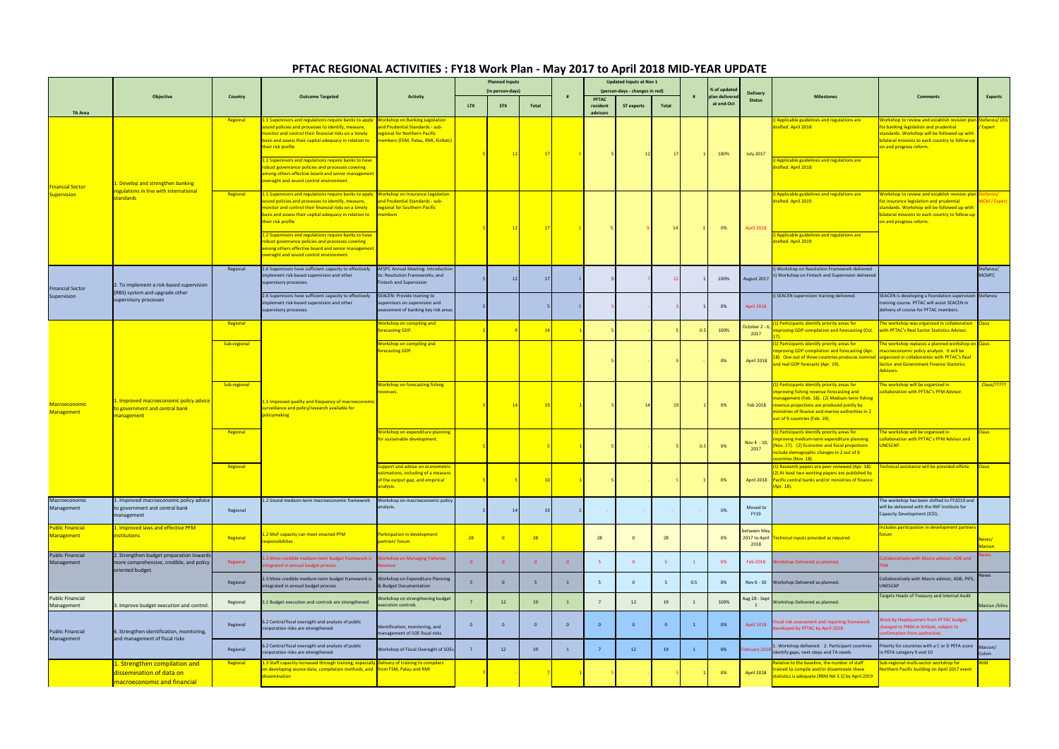# PFTAC REGIONAL ACTIVITIES : FY18 Work Plan - May 2017 to April 2018 MID-YEAR UPDATE

| TA Area | Objective | Country | Outcome Targeted | Activity | Planned Inputs (in person-days) LTX | STX | Total | # | Updated Inputs at Nov 1 (person-days - changes in red) PFTAC resident advisors | ST experts | Total | # | % of updated plan delivered at end-Oct | Delivery Status | Milestones | Comments | Experts |
|---|---|---|---|---|---|---|---|---|---|---|---|---|---|---|---|---|---|
| Financial Sector Supervision | 1. Develop and strengthen banking regulations in line with international standards | Regional | 1.1 Supervisors and regulations require banks to apply sound policies and processes to identify, measure, monitor and control their financial risks on a timely basis and assess their capital adequacy in relation to their risk profile<br>1.2 Supervisors and regulations require banks to have robust governance policies and processes covering among others effective board and senior management oversight and sound control environment. | Workshop on Banking Legislation and Prudential Standards - sub-regional for Northern Pacific members (FSM, Palau, RMI, Kiribati) | 5 | 12 | 17 | 1 | 5 | 12 | 17 | 1 | 100% | July 2017 | i) Applicable guidelines and regulations are drafted. April 2018<br>i) Applicable guidelines and regulations are drafted. April 2018 | Workshop to review and establish revision plan for banking legislation and prudential standards. Workshop will be followed up with bilateral missions to each country to follow-up on and progress reform. | Stefanou/ LEG / Expert |
| | | Regional | 1.1 Supervisors and regulations require banks to apply sound policies and processes to identify, measure, monitor and control their financial risks on a timely basis and assess their capital adequacy in relation to their risk profile<br>1.2 Supervisors and regulations require banks to have robust governance policies and processes covering among others effective board and senior management oversight and sound control environment. | Workshop on Insurance Legislation and Prudential Standards - sub-regional for Southern Pacific members | 5 | 12 | 17 | 1 | 5 | 9 | 14 | 1 | 0% | April 2018 | i) Applicable guidelines and regulations are drafted. April 2019<br>i) Applicable guidelines and regulations are drafted. April 2019 | Workshop to review and establish revision plan for insurance legislation and prudential standards. Workshop will be followed up with bilateral missions to each country to follow-up on and progress reform. | Stefanou/ MCM / Expert |
| Financial Sector Supervision | 2. To implement a risk-based supervision (RBS) system and upgrade other supervisory processes | Regional | 2.6 Supervisors have sufficient capacity to effectively implement risk-based supervision and other supervisory processes. | AFSPC Annual Meeting. Introduction to: Resolution Frameworks; and Fintech and Supervision | 5 | 12 | 17 | 1 | 5 | 7 | 12 | 1 | 100% | August 2017 | i) Workshop on Resolution Framework delivered<br>ii) Workshop on Fintech and Supervision delivered | | Stefanou/ MCMFC |
| | | Regional | 2.6 Supervisors have sufficient capacity to effectively implement risk-based supervision and other supervisory processes. | SEACEN: Provide training to supervisors on supervision and assessment of banking key risk areas | 5 | | 5 | 1 | 3 | - | 3 | 1 | 0% | April 2018 | i) SEACEN supervision training delivered. | SEACEN is developing a foundation supervision training course. PFTAC will assist SEACEN in delivery of course for PFTAC members. | Stefanou |
| Macroeconomic Management | 1. Improved macroeconomic policy advice to government and central bank management | Regional | 1.1 Improved quality and frequency of macroeconomic surveillance and policy/research available for policymaking | Workshop on compiling and forecasting GDP. | 5 | 9 | 14 | 1 | 5 | - | 5 | 0.5 | 100% | October 2 - 6, 2017 | (1) Participants identify priority areas for improving GDP compilation and forecasting (Oct. 17). | The workshop was organized in collaboration with PFTAC's Real Sector Statistics Advisor. | Claus |
| | | Sub-regional | | Workshop on compiling and forecasting GDP. | | | | | 5 | - | 5 | - | 0% | April 2018 | (1) Participants identify priority areas for improving GDP compilation and forecasting (Apr. 18). One out of three countries produces nominal and real GDP forecasts (Apr. 19). | The workshop replaces a planned workshop on macroeconomic policy analysis. It will be organized in collaboration with PFTAC's Real Sector and Government Finance Statistics Advisors. | Claus |
| | | Sub-regional | | Workshop on forecasting fishing revenues. | 5 | 14 | 19 | 1 | 5 | 14 | 19 | 1 | 0% | Feb 2018 | (1) Participants identify priority areas for improving fishing revenue forecasting and management (Feb. 18). (2) Medium-term fishing revenue projections are produced jointly by ministries of finance and marine authorities in 2 out of 9 countries (Feb. 19). | The workshop will be organized in collaboration with PFTAC's PFM Advisor. | Claus/????? |
| | | Regional | | Workshop on expenditure planning for sustainable development. | 5 | | 5 | 1 | 5 | - | 5 | 0.5 | 0% | Nov 4 - 10, 2017 | (1) Participants identify priority areas for improving medium-term expenditure planning (Nov. 17). (2) Economic and fiscal projections include demographic changes in 2 out of 8 countries (Nov. 18). | The workshop will be organized in collaboration with PFTAC's PFM Advisor and UNESCAP. | Claus |
| | | Regional | | Support and advise on econometric estimations, including of a measure of the output gap, and empirical analysis. | 5 | 5 | 10 | 1 | 5 | - | 5 | 1 | 0% | April 2018 | (1) Research papers are peer reviewed (Apr. 18). (2) At least two working papers are published by Pacific central banks and/or ministries of finance (Apr. 18). | Technical assistance will be provided offsite. | Claus |
| Macroeconomic Management | 1. Improved macroeconomic policy advice to government and central bank management | Regional | 1.2 Sound medium-term macroeconomic framework | Workshop on macroeconomic policy analysis. | 5 | 14 | 19 | 1 | - | - | - | - | 0% | Moved to FY19 | | The workshop has been shifted to FY2019 and will be delivered with the IMF Institute for Capacity Development (ICD). | |
| Public Financial Management | 1. Improved laws and effective PFM institutions | Regional | 1.2 MoF capacity can meet enacted PFM responsibilities | Participation in development partners' forum | 28 | 0 | 28 | | 28 | 0 | 28 | | 0% | between May 2017 to April 2018 | Technical inputs provided as required | Includes participation in development partners forum | Neves/ Marzan |
| Public Financial Management | 2. Strengthen budget preparation towards more comprehensive, credible, and policy oriented budget. | Regional | 2.3 More credible medium-term budget framework is integrated in annual budget process | Workshop on Managing Fisheries Revenue | 0 | 0 | 0 | 0 | 5 | 0 | 5 | 1 | 0% | Feb 2018 | Workshop Delivered as planned. | Collaboratively with Macro advisor, ADB and PNA | Neves |
| | | Regional | 2.3 More credible medium-term budget framework is integrated in annual budget process | Workshop on Expenditure Planning & Budget Documentation | 5 | 0 | 5 | 1 | 5 | 0 | 5 | 0.5 | 0% | Nov 6 - 10 | Workshop Delivered as planned. | Collaboratively with Macro advisor, ADB, PIFS, UNESCAP | Neves |
| Public Financial Management | 3. Improve budget execution and control. | Regional | 3.1 Budget execution and controls are strengthened | Workshop on strengthening budget execution controls | 7 | 12 | 19 | 1 | 7 | 12 | 19 | 1 | 100% | Aug 28 - Sept 1 | Workshop Delivered as planned. | Targets Heads of Treasury and Internal Audit | Marzan /Silins |
| Public Financial Management | 6. Strengthen identification, monitoring, and management of fiscal risks | Regional | 6.2 Central fiscal oversight and analysis of public corporation risks are strengthened | Identification, monitoring, and management of SOE fiscal risks | 0 | 0 | 0 | 0 | 0 | 0 | 0 | 1 | 0% | April 2018 | Fiscal risk assessment and reporting framework developed by PFTAC by April 2018. | Work by Headquarters from PFTAC budget; changed to PIMA in Kiribati, subject to confirmation from authorities | |
| | | Regional | 6.2 Central fiscal oversight and analysis of public corporation risks are strengthened | Workshop of Fiscal Oversight of SOEs | 7 | 12 | 19 | 1 | 7 | 12 | 19 | 1 | 0% | February 2018 | 1. Workshop delivered. 2. Participant countries identify gaps, next steps and TA needs | Priority for countries with a C or D PEFA score in PEFA category 9 and 10 | Marzan/ Colvin |
| | 1. Strengthen compilation and dissemination of data on macroeconomic and financial | Regional | 1.3 Staff capacity increased through training, especially on developing source data, compilation methods, and dissemination | Delivery of training to compilers from FSM, Palau and RMI | 7 | - | 7 | 1 | 5 | - | 5 | 1 | 0% | April 2018 | Relative to the baseline, the number of staff trained to compile and/or disseminate these statistics is adequate [RBM NA 3.1] by April 2019 | Sub-regional multi-sector workshop for Northern Pacific building on April 2017 event | Wild |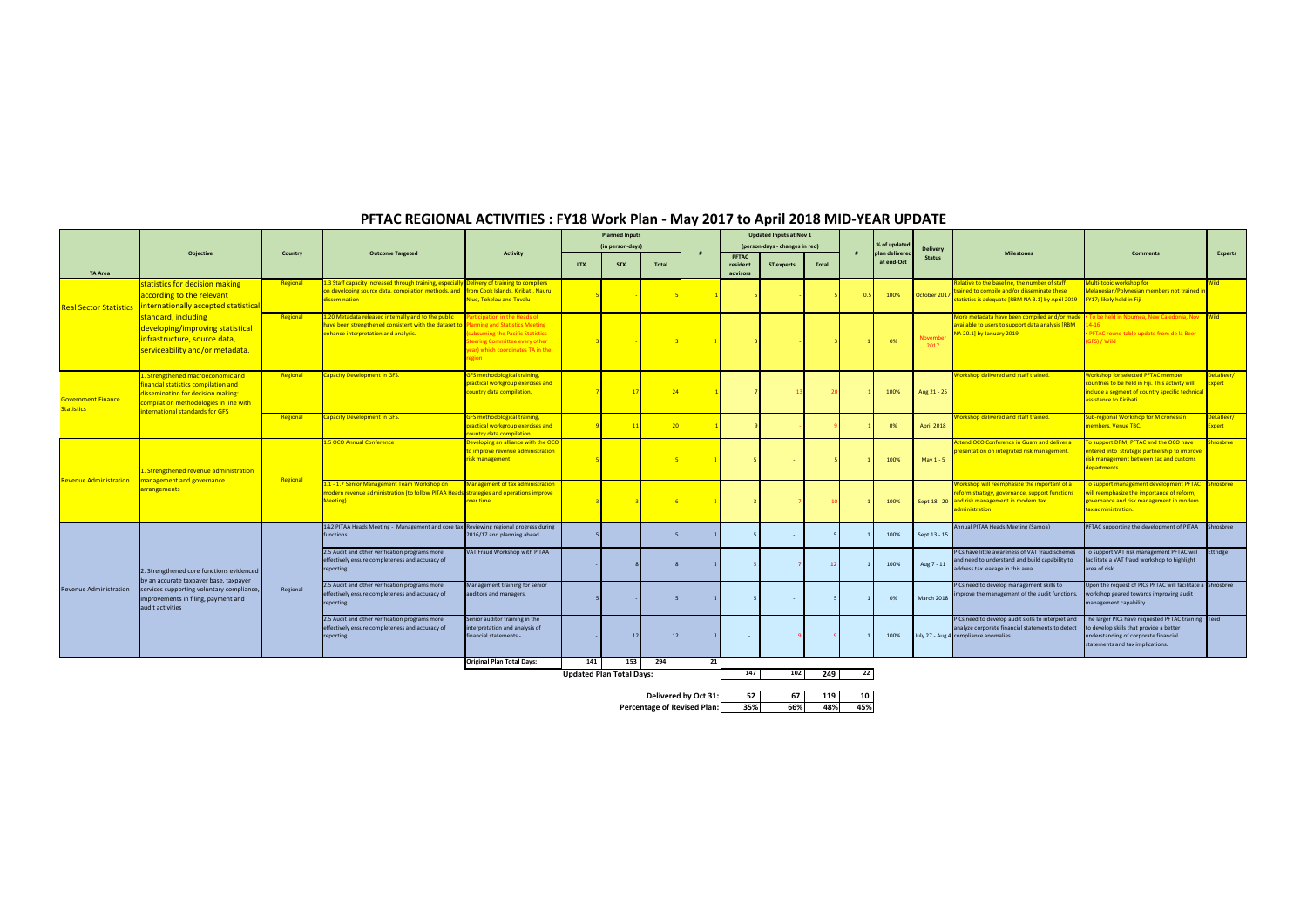# PFTAC REGIONAL ACTIVITIES : FY18 Work Plan - May 2017 to April 2018 MID-YEAR UPDATE

| TA Area | Objective | Country | Outcome Targeted | Activity | Planned Inputs (in person-days) | | | # | Updated Inputs at Nov 1 (person-days - changes in red) | | | # | % of updated plan delivered at end-Oct | Delivery Status | Milestones | Comments | Experts |
|---|---|---|---|---|---|---|---|---|---|---|---|---|---|---|---|---|---|
| | | | | | LTX | STX | Total | | PFTAC resident advisors | ST experts | Total | | | | | | |
| Real Sector Statistics | statistics for decision making according to the relevant internationally accepted statistical standard, including developing/improving statistical infrastructure, source data, serviceability and/or metadata. | Regional | 1.3 Staff capacity increased through training, especially on developing source data, compilation methods, and dissemination | Delivery of training to compilers from Cook Islands, Kiribati, Nauru, Niue, Tokelau and Tuvalu | 5 | - | 5 | 1 | 5 | - | 5 | 0.5 | 100% | October 2017 | Relative to the baseline, the number of staff trained to compile and/or disseminate these statistics is adequate [RBM NA 3.1] by April 2019 | Multi-topic workshop for Melanesian/Polynesian members not trained in FY17; likely held in Fiji | Wild |
| | | Regional | 1.20 Metadata released internally and to the public have been strengthened consistent with the dataset to enhance interpretation and analysis. | Participation in the Heads of Planning and Statistics Meeting (subsuming the Pacific Statistics Steering Committee every other year) which coordinates TA in the region | 3 | - | 3 | 1 | 3 | - | 3 | 1 | 0% | November 2017 | More metadata have been compiled and/or made available to users to support data analysis [RBM NA 20.1] by January 2019 | • To be held in Noumea, New Caledonia, Nov 14-16 • PFTAC round table update from de la Beer (GFS) / Wild | Wild |
| Government Finance Statistics | 1. Strengthened macroeconomic and financial statistics compilation and dissemination for decision making: compilation methodologies in line with international standards for GFS | Regional | Capacity Development in GFS. | GFS methodological training, practical workgroup exercises and country data compilation. | 7 | 17 | 24 | 1 | 7 | 13 | 20 | 1 | 100% | Aug 21 - 25 | Workshop delivered and staff trained. | Workshop for selected PFTAC member countries to be held in Fiji. This activity will include a segment of country specific technical assistance to Kiribati. | DeLaBeer/ Expert |
| | | Regional | Capacity Development in GFS. | GFS methodological training, practical workgroup exercises and country data compilation. | 9 | 11 | 20 | 1 | 9 | - | 9 | 1 | 0% | April 2018 | Workshop delivered and staff trained. | Sub-regional Workshop for Micronesian members. Venue TBC. | DeLaBeer/ Expert |
| Revenue Administration | 1. Strengthened revenue administration management and governance arrangements | Regional | 1.5 OCO Annual Conference | Developing an alliance with the OCO to improve revenue administration risk management. | 5 | | 5 | 1 | 5 | - | 5 | 1 | 100% | May 1 - 5 | Attend OCO Conference in Guam and deliver a presentation on integrated risk management. | To support DRM, PFTAC and the OCO have entered into strategic partnership to improve risk management between tax and customs departments. | Shrosbree |
| | | | 1.1 - 1.7 Senior Management Team Workshop on modern revenue administration (to follow PITAA Heads Meeting) | Management of tax administration strategies and operations improve over time. | 3 | 3 | 6 | 1 | 3 | 7 | 10 | 1 | 100% | Sept 18 - 20 | Workshop will reemphasize the important of a reform strategy, governance, support functions and risk management in modern tax administration. | To support management development PFTAC will reemphasize the importance of reform, governance and risk management in modern tax administration. | Shrosbree |
| Revenue Administration | 2. Strengthened core functions evidenced by an accurate taxpayer base, taxpayer services supporting voluntary compliance, improvements in filing, payment and audit activities | Regional | 1&2 PITAA Heads Meeting - Management and core tax functions | Reviewing regional progress during 2016/17 and planning ahead. | 5 | | 5 | 1 | 5 | - | 5 | 1 | 100% | Sept 13 - 15 | Annual PITAA Heads Meeting (Samoa) | PFTAC supporting the development of PITAA | Shrosbree |
| | | | 2.5 Audit and other verification programs more effectively ensure completeness and accuracy of reporting | VAT Fraud Workshop with PITAA | - | 8 | 8 | 1 | 5 | 7 | 12 | 1 | 100% | Aug 7 - 11 | PICs have little awareness of VAT fraud schemes and need to understand and build capability to address tax leakage in this area. | To support VAT risk management PFTAC will facilitate a VAT fraud workshop to highlight area of risk. | Ettridge |
| | | | 2.5 Audit and other verification programs more effectively ensure completeness and accuracy of reporting | Management training for senior auditors and managers. | 5 | - | 5 | 1 | 5 | - | 5 | 1 | 0% | March 2018 | PICs need to develop management skills to improve the management of the audit functions. | Upon the request of PICs PFTAC will facilitate a workshop geared towards improving audit management capability. | Shrosbree |
| | | | 2.5 Audit and other verification programs more effectively ensure completeness and accuracy of reporting | Senior auditor training in the interpretation and analysis of financial statements - | - | 12 | 12 | 1 | - | 9 | 9 | 1 | 100% | July 27 - Aug 4 | PICs need to develop audit skills to interpret and analyze corporate financial statements to detect compliance anomalies. | The larger PICs have requested PFTAC training to develop skills that provide a better understanding of corporate financial statements and tax implications. | Teed |
| | | | | Original Plan Total Days: | 141 | 153 | 294 | 21 | | | | | | | | | |
| | | | | Updated Plan Total Days: | | | | | 147 | 102 | 249 | 22 | | | | | |
| | | | | Delivered by Oct 31: | | | | | 52 | 67 | 119 | 10 | | | | | |
| | | | | Percentage of Revised Plan: | | | | | 35% | 66% | 48% | 45% | | | | | |